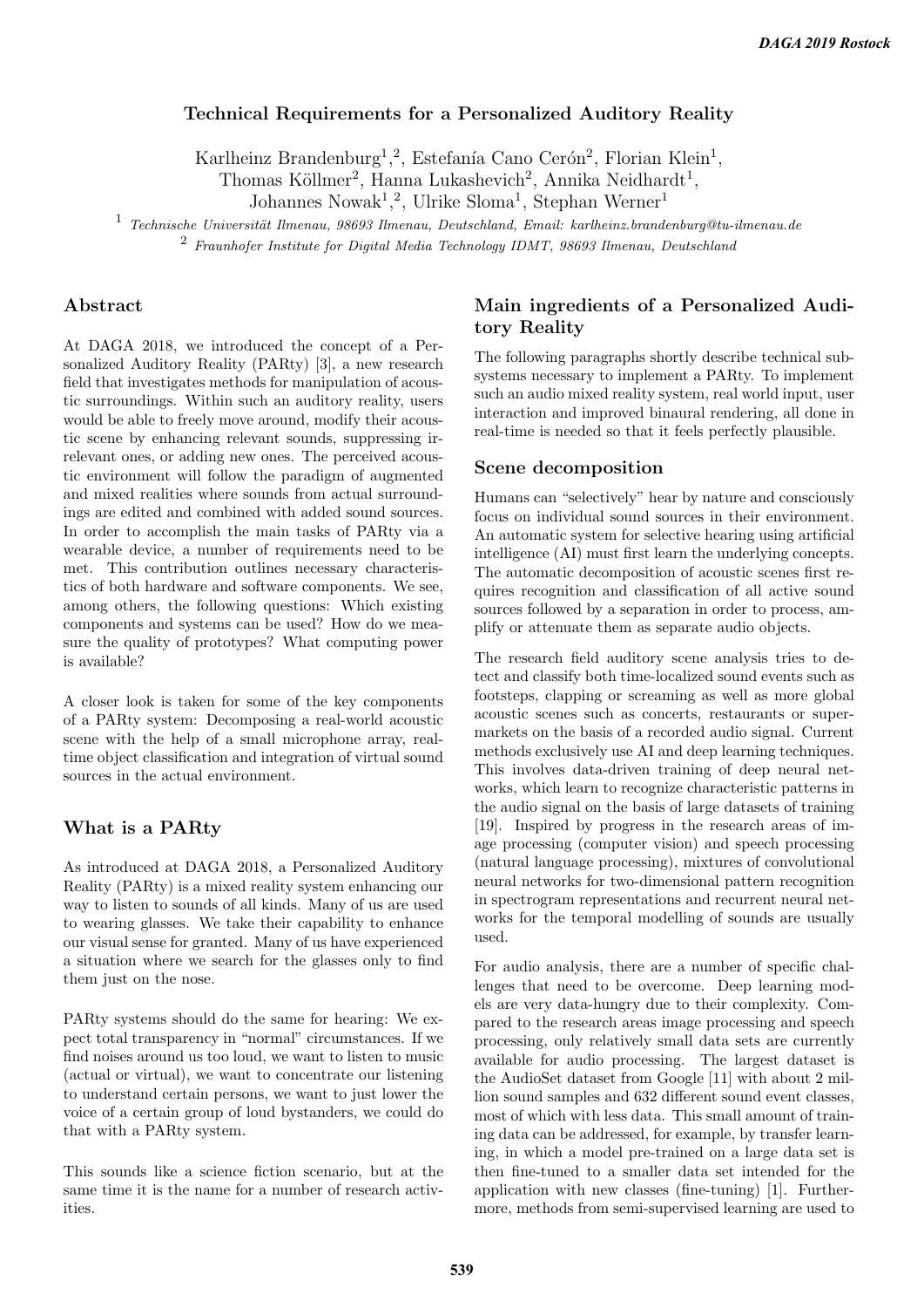# Technical Requirements for a Personalized Auditory Reality

Karlheinz Brandenburg[1,2], Estefanía Cano Cerón[2], Florian Klein[1], Thomas Köllmer[2], Hanna Lukashevich[2], Annika Neidhardt[1], Johannes Nowak[1,2], Ulrike Sloma[1], Stephan Werner[1]

[1] *Technische Universität Ilmenau, 98693 Ilmenau, Deutschland, Email: karlheinz.brandenburg@tu-ilmenau.de*

[2] *Fraunhofer Institute for Digital Media Technology IDMT, 98693 Ilmenau, Deutschland*

## Abstract

At DAGA 2018, we introduced the concept of a Personalized Auditory Reality (PARty) [3], a new research field that investigates methods for manipulation of acoustic surroundings. Within such an auditory reality, users would be able to freely move around, modify their acoustic scene by enhancing relevant sounds, suppressing irrelevant ones, or adding new ones. The perceived acoustic environment will follow the paradigm of augmented and mixed realities where sounds from actual surroundings are edited and combined with added sound sources. In order to accomplish the main tasks of PARty via a wearable device, a number of requirements need to be met. This contribution outlines necessary characteristics of both hardware and software components. We see, among others, the following questions: Which existing components and systems can be used? How do we measure the quality of prototypes? What computing power is available?

A closer look is taken for some of the key components of a PARty system: Decomposing a real-world acoustic scene with the help of a small microphone array, real-time object classification and integration of virtual sound sources in the actual environment.

## What is a PARty

As introduced at DAGA 2018, a Personalized Auditory Reality (PARty) is a mixed reality system enhancing our way to listen to sounds of all kinds. Many of us are used to wearing glasses. We take their capability to enhance our visual sense for granted. Many of us have experienced a situation where we search for the glasses only to find them just on the nose.

PARty systems should do the same for hearing: We expect total transparency in "normal" circumstances. If we find noises around us too loud, we want to listen to music (actual or virtual), we want to concentrate our listening to understand certain persons, we want to just lower the voice of a certain group of loud bystanders, we could do that with a PARty system.

This sounds like a science fiction scenario, but at the same time it is the name for a number of research activities.

## Main ingredients of a Personalized Auditory Reality

The following paragraphs shortly describe technical subsystems necessary to implement a PARty. To implement such an audio mixed reality system, real world input, user interaction and improved binaural rendering, all done in real-time is needed so that it feels perfectly plausible.

### Scene decomposition

Humans can "selectively" hear by nature and consciously focus on individual sound sources in their environment. An automatic system for selective hearing using artificial intelligence (AI) must first learn the underlying concepts. The automatic decomposition of acoustic scenes first requires recognition and classification of all active sound sources followed by a separation in order to process, amplify or attenuate them as separate audio objects.

The research field auditory scene analysis tries to detect and classify both time-localized sound events such as footsteps, clapping or screaming as well as more global acoustic scenes such as concerts, restaurants or supermarkets on the basis of a recorded audio signal. Current methods exclusively use AI and deep learning techniques. This involves data-driven training of deep neural networks, which learn to recognize characteristic patterns in the audio signal on the basis of large datasets of training [19]. Inspired by progress in the research areas of image processing (computer vision) and speech processing (natural language processing), mixtures of convolutional neural networks for two-dimensional pattern recognition in spectrogram representations and recurrent neural networks for the temporal modelling of sounds are usually used.

For audio analysis, there are a number of specific challenges that need to be overcome. Deep learning models are very data-hungry due to their complexity. Compared to the research areas image processing and speech processing, only relatively small data sets are currently available for audio processing. The largest dataset is the AudioSet dataset from Google [11] with about 2 million sound samples and 632 different sound event classes, most of which with less data. This small amount of training data can be addressed, for example, by transfer learning, in which a model pre-trained on a large data set is then fine-tuned to a smaller data set intended for the application with new classes (fine-tuning) [1]. Furthermore, methods from semi-supervised learning are used to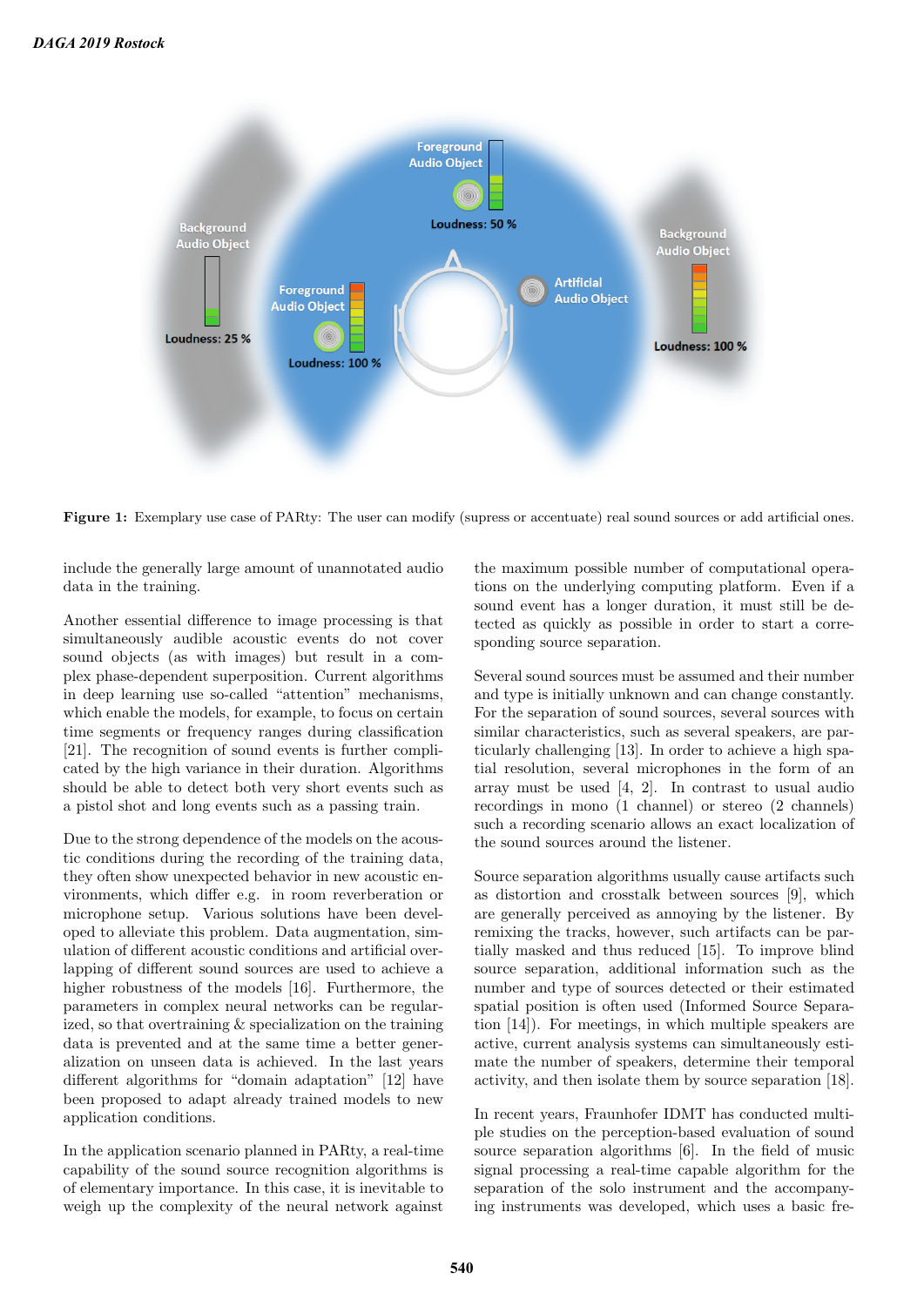**Figure 1:** Exemplary use case of PARty: The user can modify (supress or accentuate) real sound sources or add artificial ones.

include the generally large amount of unannotated audio data in the training.

Another essential difference to image processing is that simultaneously audible acoustic events do not cover sound objects (as with images) but result in a complex phase-dependent superposition. Current algorithms in deep learning use so-called “attention” mechanisms, which enable the models, for example, to focus on certain time segments or frequency ranges during classification [21]. The recognition of sound events is further complicated by the high variance in their duration. Algorithms should be able to detect both very short events such as a pistol shot and long events such as a passing train.

Due to the strong dependence of the models on the acoustic conditions during the recording of the training data, they often show unexpected behavior in new acoustic environments, which differ e.g. in room reverberation or microphone setup. Various solutions have been developed to alleviate this problem. Data augmentation, simulation of different acoustic conditions and artificial overlapping of different sound sources are used to achieve a higher robustness of the models [16]. Furthermore, the parameters in complex neural networks can be regularized, so that overtraining & specialization on the training data is prevented and at the same time a better generalization on unseen data is achieved. In the last years different algorithms for “domain adaptation” [12] have been proposed to adapt already trained models to new application conditions.

In the application scenario planned in PARty, a real-time capability of the sound source recognition algorithms is of elementary importance. In this case, it is inevitable to weigh up the complexity of the neural network against the maximum possible number of computational operations on the underlying computing platform. Even if a sound event has a longer duration, it must still be detected as quickly as possible in order to start a corresponding source separation.

Several sound sources must be assumed and their number and type is initially unknown and can change constantly. For the separation of sound sources, several sources with similar characteristics, such as several speakers, are particularly challenging [13]. In order to achieve a high spatial resolution, several microphones in the form of an array must be used [4, 2]. In contrast to usual audio recordings in mono (1 channel) or stereo (2 channels) such a recording scenario allows an exact localization of the sound sources around the listener.

Source separation algorithms usually cause artifacts such as distortion and crosstalk between sources [9], which are generally perceived as annoying by the listener. By remixing the tracks, however, such artifacts can be partially masked and thus reduced [15]. To improve blind source separation, additional information such as the number and type of sources detected or their estimated spatial position is often used (Informed Source Separation [14]). For meetings, in which multiple speakers are active, current analysis systems can simultaneously estimate the number of speakers, determine their temporal activity, and then isolate them by source separation [18].

In recent years, Fraunhofer IDMT has conducted multiple studies on the perception-based evaluation of sound source separation algorithms [6]. In the field of music signal processing a real-time capable algorithm for the separation of the solo instrument and the accompanying instruments was developed, which uses a basic fre-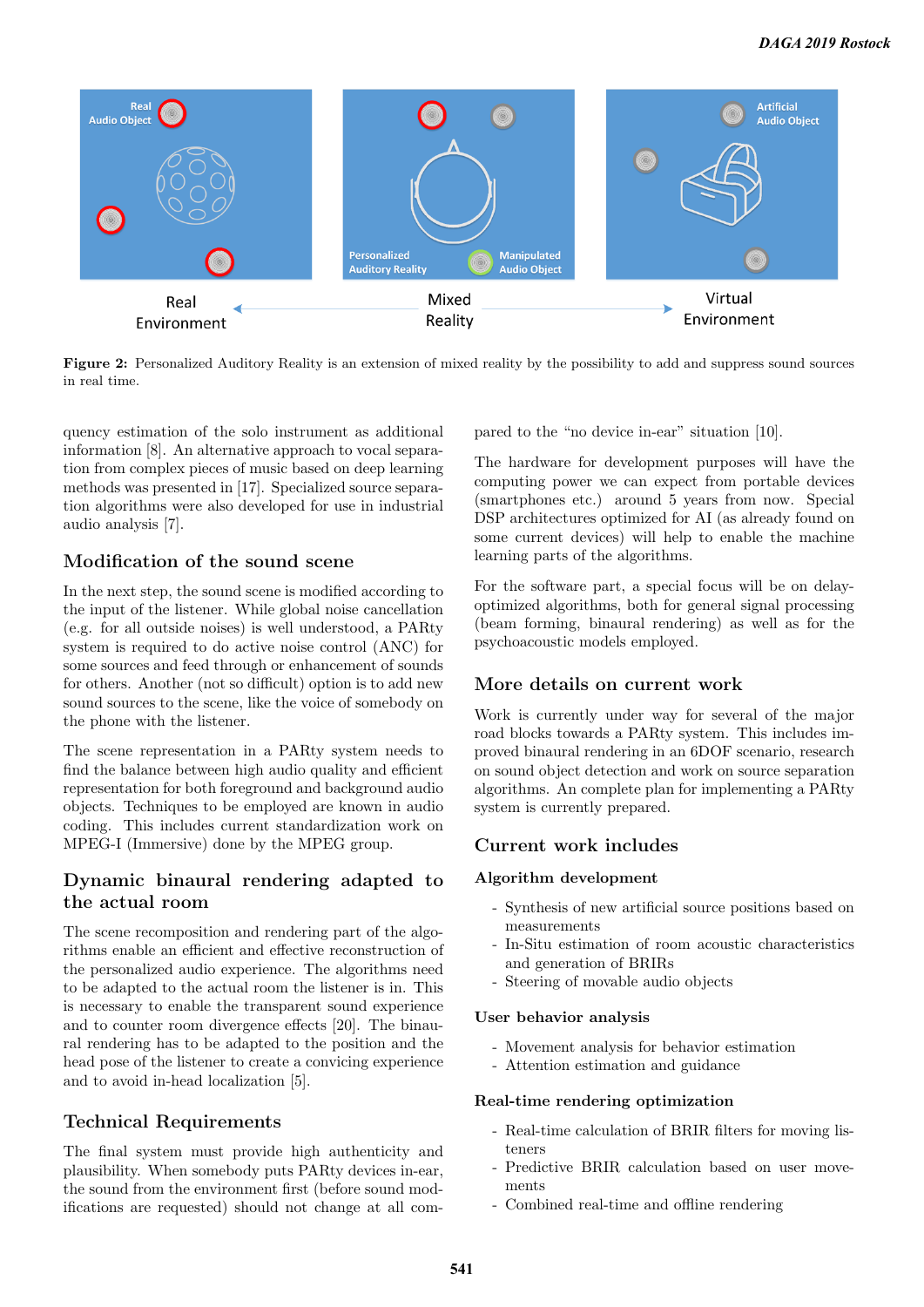**Figure 2:** Personalized Auditory Reality is an extension of mixed reality by the possibility to add and suppress sound sources in real time.

quency estimation of the solo instrument as additional information [8]. An alternative approach to vocal separation from complex pieces of music based on deep learning methods was presented in [17]. Specialized source separation algorithms were also developed for use in industrial audio analysis [7].

## Modification of the sound scene

In the next step, the sound scene is modified according to the input of the listener. While global noise cancellation (e.g. for all outside noises) is well understood, a PARty system is required to do active noise control (ANC) for some sources and feed through or enhancement of sounds for others. Another (not so difficult) option is to add new sound sources to the scene, like the voice of somebody on the phone with the listener.

The scene representation in a PARty system needs to find the balance between high audio quality and efficient representation for both foreground and background audio objects. Techniques to be employed are known in audio coding. This includes current standardization work on MPEG-I (Immersive) done by the MPEG group.

## Dynamic binaural rendering adapted to the actual room

The scene recomposition and rendering part of the algorithms enable an efficient and effective reconstruction of the personalized audio experience. The algorithms need to be adapted to the actual room the listener is in. This is necessary to enable the transparent sound experience and to counter room divergence effects [20]. The binaural rendering has to be adapted to the position and the head pose of the listener to create a convicing experience and to avoid in-head localization [5].

## Technical Requirements

The final system must provide high authenticity and plausibility. When somebody puts PARty devices in-ear, the sound from the environment first (before sound modifications are requested) should not change at all compared to the "no device in-ear" situation [10].

The hardware for development purposes will have the computing power we can expect from portable devices (smartphones etc.) around 5 years from now. Special DSP architectures optimized for AI (as already found on some current devices) will help to enable the machine learning parts of the algorithms.

For the software part, a special focus will be on delay-optimized algorithms, both for general signal processing (beam forming, binaural rendering) as well as for the psychoacoustic models employed.

## More details on current work

Work is currently under way for several of the major road blocks towards a PARty system. This includes improved binaural rendering in an 6DOF scenario, research on sound object detection and work on source separation algorithms. An complete plan for implementing a PARty system is currently prepared.

## Current work includes

### Algorithm development

- Synthesis of new artificial source positions based on measurements
- In-Situ estimation of room acoustic characteristics and generation of BRIRs
- Steering of movable audio objects

### User behavior analysis

- Movement analysis for behavior estimation
- Attention estimation and guidance

### Real-time rendering optimization

- Real-time calculation of BRIR filters for moving listeners
- Predictive BRIR calculation based on user movements
- Combined real-time and offline rendering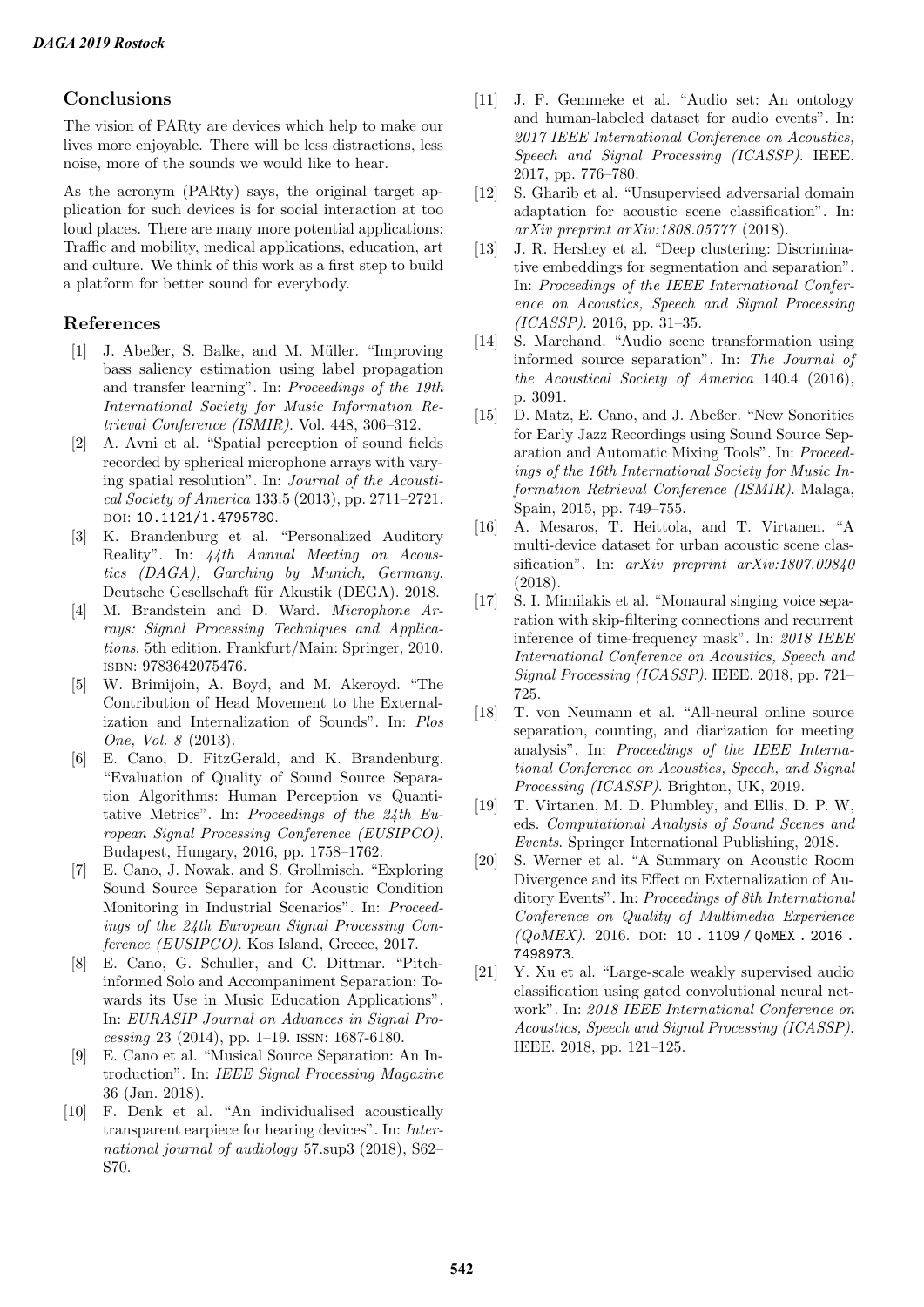## Conclusions

The vision of PARty are devices which help to make our lives more enjoyable. There will be less distractions, less noise, more of the sounds we would like to hear.

As the acronym (PARty) says, the original target application for such devices is for social interaction at too loud places. There are many more potential applications: Traffic and mobility, medical applications, education, art and culture. We think of this work as a first step to build a platform for better sound for everybody.

## References

[1] J. Abeßer, S. Balke, and M. Müller. "Improving bass saliency estimation using label propagation and transfer learning". In: *Proceedings of the 19th International Society for Music Information Retrieval Conference (ISMIR)*. Vol. 448, 306–312.

[2] A. Avni et al. "Spatial perception of sound fields recorded by spherical microphone arrays with varying spatial resolution". In: *Journal of the Acoustical Society of America* 133.5 (2013), pp. 2711–2721. DOI: 10.1121/1.4795780.

[3] K. Brandenburg et al. "Personalized Auditory Reality". In: *44th Annual Meeting on Acoustics (DAGA), Garching by Munich, Germany.* Deutsche Gesellschaft für Akustik (DEGA). 2018.

[4] M. Brandstein and D. Ward. *Microphone Arrays: Signal Processing Techniques and Applications*. 5th edition. Frankfurt/Main: Springer, 2010. ISBN: 9783642075476.

[5] W. Brimijoin, A. Boyd, and M. Akeroyd. "The Contribution of Head Movement to the Externalization and Internalization of Sounds". In: *Plos One, Vol. 8* (2013).

[6] E. Cano, D. FitzGerald, and K. Brandenburg. "Evaluation of Quality of Sound Source Separation Algorithms: Human Perception vs Quantitative Metrics". In: *Proceedings of the 24th European Signal Processing Conference (EUSIPCO)*. Budapest, Hungary, 2016, pp. 1758–1762.

[7] E. Cano, J. Nowak, and S. Grollmisch. "Exploring Sound Source Separation for Acoustic Condition Monitoring in Industrial Scenarios". In: *Proceedings of the 24th European Signal Processing Conference (EUSIPCO)*. Kos Island, Greece, 2017.

[8] E. Cano, G. Schuller, and C. Dittmar. "Pitch-informed Solo and Accompaniment Separation: Towards its Use in Music Education Applications". In: *EURASIP Journal on Advances in Signal Processing* 23 (2014), pp. 1–19. ISSN: 1687-6180.

[9] E. Cano et al. "Musical Source Separation: An Introduction". In: *IEEE Signal Processing Magazine* 36 (Jan. 2018).

[10] F. Denk et al. "An individualised acoustically transparent earpiece for hearing devices". In: *International journal of audiology* 57.sup3 (2018), S62–S70.

[11] J. F. Gemmeke et al. "Audio set: An ontology and human-labeled dataset for audio events". In: *2017 IEEE International Conference on Acoustics, Speech and Signal Processing (ICASSP)*. IEEE. 2017, pp. 776–780.

[12] S. Gharib et al. "Unsupervised adversarial domain adaptation for acoustic scene classification". In: *arXiv preprint arXiv:1808.05777* (2018).

[13] J. R. Hershey et al. "Deep clustering: Discriminative embeddings for segmentation and separation". In: *Proceedings of the IEEE International Conference on Acoustics, Speech and Signal Processing (ICASSP)*. 2016, pp. 31–35.

[14] S. Marchand. "Audio scene transformation using informed source separation". In: *The Journal of the Acoustical Society of America* 140.4 (2016), p. 3091.

[15] D. Matz, E. Cano, and J. Abeßer. "New Sonorities for Early Jazz Recordings using Sound Source Separation and Automatic Mixing Tools". In: *Proceedings of the 16th International Society for Music Information Retrieval Conference (ISMIR)*. Malaga, Spain, 2015, pp. 749–755.

[16] A. Mesaros, T. Heittola, and T. Virtanen. "A multi-device dataset for urban acoustic scene classification". In: *arXiv preprint arXiv:1807.09840* (2018).

[17] S. I. Mimilakis et al. "Monaural singing voice separation with skip-filtering connections and recurrent inference of time-frequency mask". In: *2018 IEEE International Conference on Acoustics, Speech and Signal Processing (ICASSP)*. IEEE. 2018, pp. 721–725.

[18] T. von Neumann et al. "All-neural online source separation, counting, and diarization for meeting analysis". In: *Proceedings of the IEEE International Conference on Acoustics, Speech, and Signal Processing (ICASSP)*. Brighton, UK, 2019.

[19] T. Virtanen, M. D. Plumbley, and Ellis, D. P. W, eds. *Computational Analysis of Sound Scenes and Events*. Springer International Publishing, 2018.

[20] S. Werner et al. "A Summary on Acoustic Room Divergence and its Effect on Externalization of Auditory Events". In: *Proceedings of 8th International Conference on Quality of Multimedia Experience (QoMEX)*. 2016. DOI: 10.1109/QoMEX.2016.7498973.

[21] Y. Xu et al. "Large-scale weakly supervised audio classification using gated convolutional neural network". In: *2018 IEEE International Conference on Acoustics, Speech and Signal Processing (ICASSP)*. IEEE. 2018, pp. 121–125.